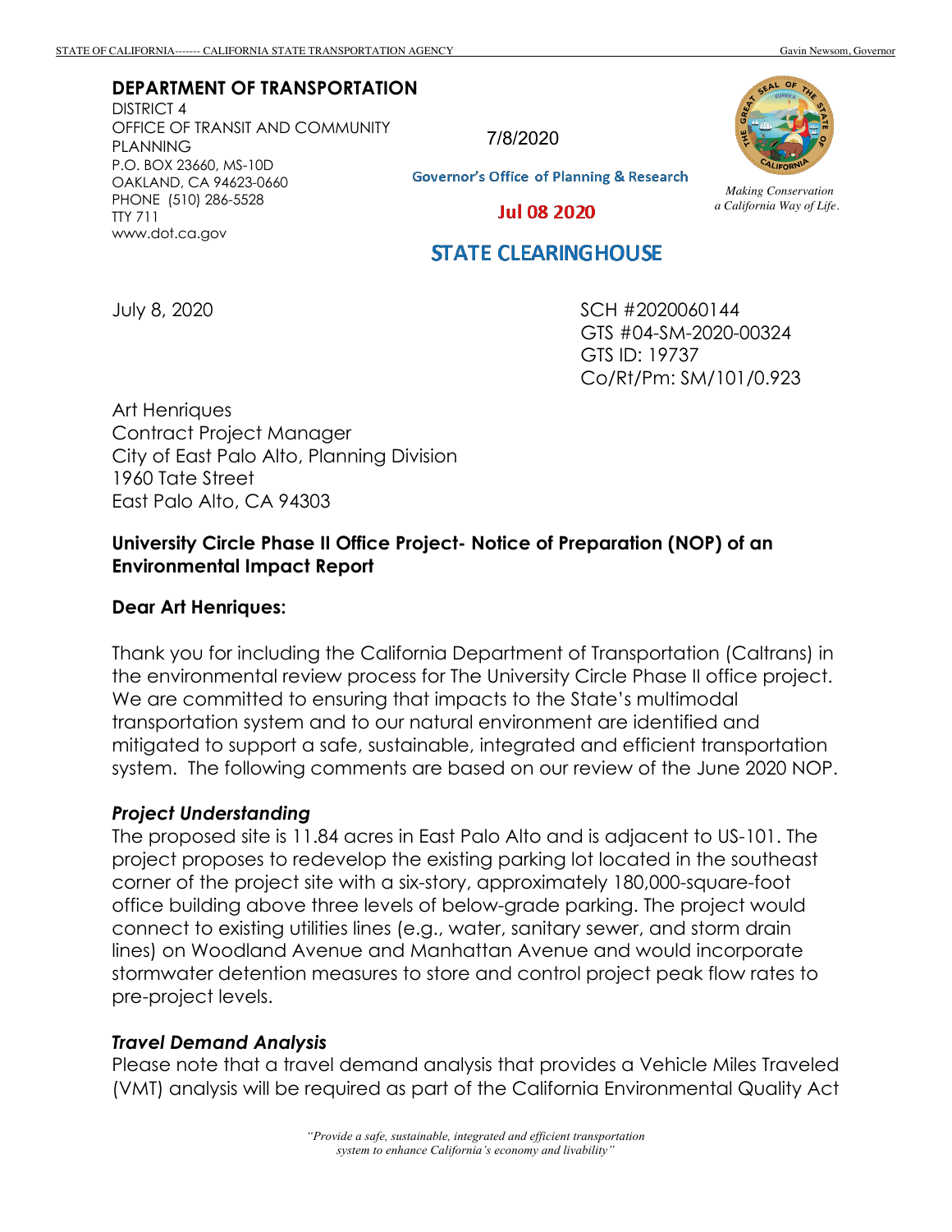STATE OF CALIFORNIA------- CALIFORNIA STATE TRANSPORTATION AGENCY Gavin Newsom, Governor

**DEPARTMENT OF TRANSPORTATION**
DISTRICT 4
OFFICE OF TRANSIT AND COMMUNITY PLANNING
P.O. BOX 23660, MS-10D
OAKLAND, CA 94623-0660
PHONE (510) 286-5528
TTY 711
www.dot.ca.gov

7/8/2020

Governor's Office of Planning & Research

Jul 08 2020

STATE CLEARINGHOUSE

*Making Conservation a California Way of Life.*

July 8, 2020

SCH #2020060144
GTS #04-SM-2020-00324
GTS ID: 19737
Co/Rt/Pm: SM/101/0.923

Art Henriques
Contract Project Manager
City of East Palo Alto, Planning Division
1960 Tate Street
East Palo Alto, CA 94303

**University Circle Phase II Office Project- Notice of Preparation (NOP) of an Environmental Impact Report**

**Dear Art Henriques:**

Thank you for including the California Department of Transportation (Caltrans) in the environmental review process for The University Circle Phase II office project. We are committed to ensuring that impacts to the State's multimodal transportation system and to our natural environment are identified and mitigated to support a safe, sustainable, integrated and efficient transportation system. The following comments are based on our review of the June 2020 NOP.

### *Project Understanding*

The proposed site is 11.84 acres in East Palo Alto and is adjacent to US-101. The project proposes to redevelop the existing parking lot located in the southeast corner of the project site with a six-story, approximately 180,000-square-foot office building above three levels of below-grade parking. The project would connect to existing utilities lines (e.g., water, sanitary sewer, and storm drain lines) on Woodland Avenue and Manhattan Avenue and would incorporate stormwater detention measures to store and control project peak flow rates to pre-project levels.

### *Travel Demand Analysis*

Please note that a travel demand analysis that provides a Vehicle Miles Traveled (VMT) analysis will be required as part of the California Environmental Quality Act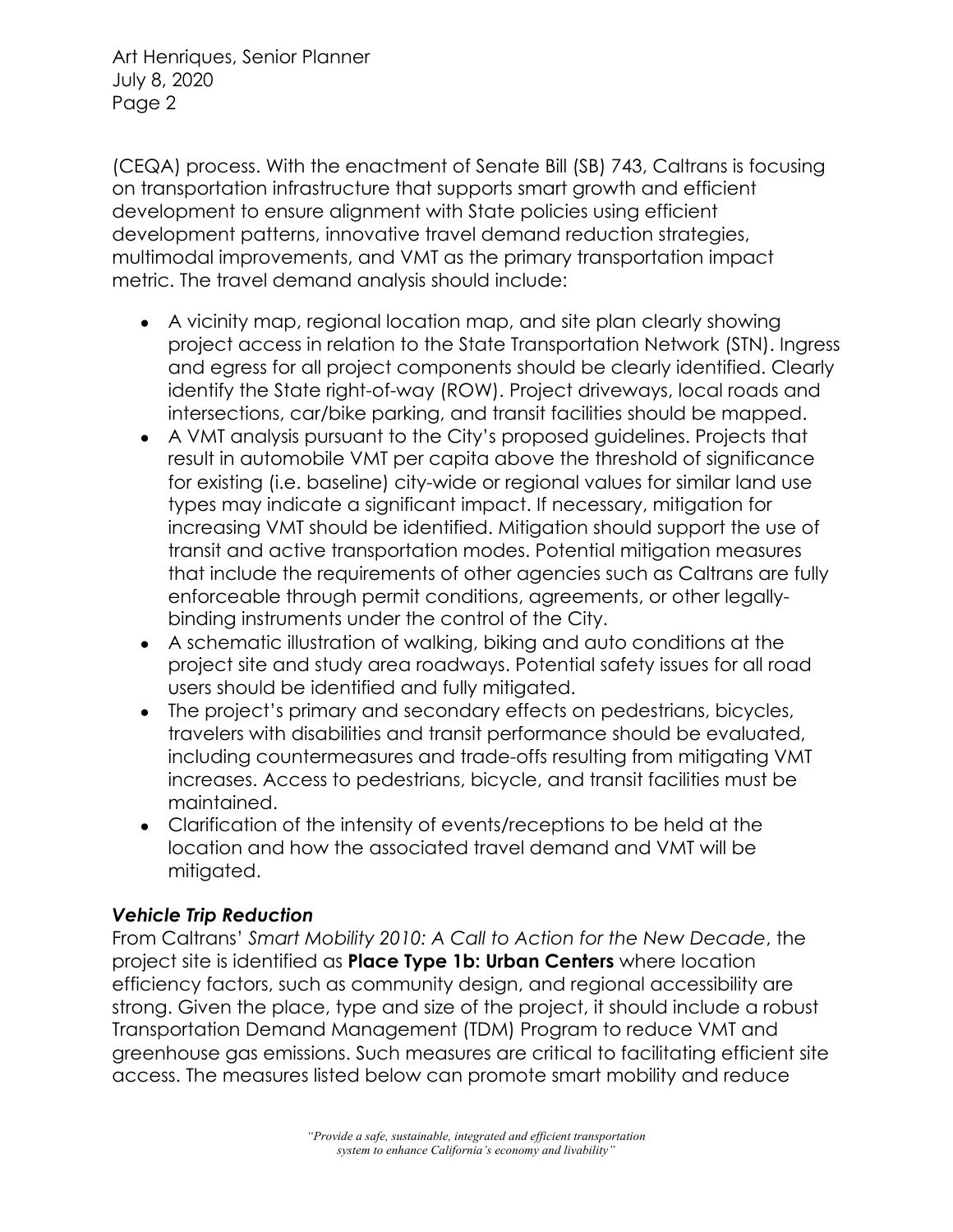(CEQA) process. With the enactment of Senate Bill (SB) 743, Caltrans is focusing on transportation infrastructure that supports smart growth and efficient development to ensure alignment with State policies using efficient development patterns, innovative travel demand reduction strategies, multimodal improvements, and VMT as the primary transportation impact metric. The travel demand analysis should include:

- A vicinity map, regional location map, and site plan clearly showing project access in relation to the State Transportation Network (STN). Ingress and egress for all project components should be clearly identified. Clearly identify the State right-of-way (ROW). Project driveways, local roads and intersections, car/bike parking, and transit facilities should be mapped.
- A VMT analysis pursuant to the City's proposed guidelines. Projects that result in automobile VMT per capita above the threshold of significance for existing (i.e. baseline) city-wide or regional values for similar land use types may indicate a significant impact. If necessary, mitigation for increasing VMT should be identified. Mitigation should support the use of transit and active transportation modes. Potential mitigation measures that include the requirements of other agencies such as Caltrans are fully enforceable through permit conditions, agreements, or other legally-binding instruments under the control of the City.
- A schematic illustration of walking, biking and auto conditions at the project site and study area roadways. Potential safety issues for all road users should be identified and fully mitigated.
- The project's primary and secondary effects on pedestrians, bicycles, travelers with disabilities and transit performance should be evaluated, including countermeasures and trade-offs resulting from mitigating VMT increases. Access to pedestrians, bicycle, and transit facilities must be maintained.
- Clarification of the intensity of events/receptions to be held at the location and how the associated travel demand and VMT will be mitigated.

### *Vehicle Trip Reduction*

From Caltrans' *Smart Mobility 2010: A Call to Action for the New Decade*, the project site is identified as **Place Type 1b: Urban Centers** where location efficiency factors, such as community design, and regional accessibility are strong. Given the place, type and size of the project, it should include a robust Transportation Demand Management (TDM) Program to reduce VMT and greenhouse gas emissions. Such measures are critical to facilitating efficient site access. The measures listed below can promote smart mobility and reduce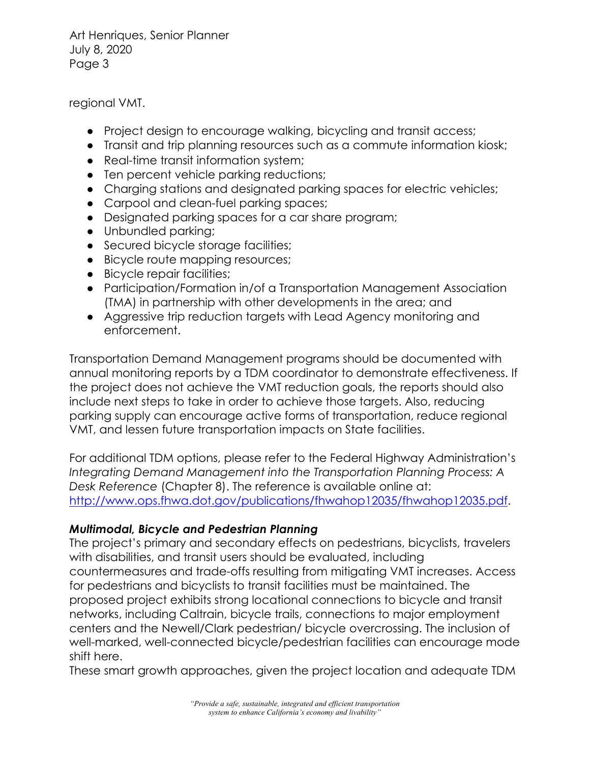regional VMT.

- Project design to encourage walking, bicycling and transit access;
- Transit and trip planning resources such as a commute information kiosk;
- Real-time transit information system;
- Ten percent vehicle parking reductions;
- Charging stations and designated parking spaces for electric vehicles;
- Carpool and clean-fuel parking spaces;
- Designated parking spaces for a car share program;
- Unbundled parking;
- Secured bicycle storage facilities;
- Bicycle route mapping resources;
- Bicycle repair facilities;
- Participation/Formation in/of a Transportation Management Association (TMA) in partnership with other developments in the area; and
- Aggressive trip reduction targets with Lead Agency monitoring and enforcement.

Transportation Demand Management programs should be documented with annual monitoring reports by a TDM coordinator to demonstrate effectiveness. If the project does not achieve the VMT reduction goals, the reports should also include next steps to take in order to achieve those targets. Also, reducing parking supply can encourage active forms of transportation, reduce regional VMT, and lessen future transportation impacts on State facilities.

For additional TDM options, please refer to the Federal Highway Administration's *Integrating Demand Management into the Transportation Planning Process: A Desk Reference* (Chapter 8). The reference is available online at: [http://www.ops.fhwa.dot.gov/publications/fhwahop12035/fhwahop12035.pdf](http://www.ops.fhwa.dot.gov/publications/fhwahop12035/fhwahop12035.pdf).

***Multimodal, Bicycle and Pedestrian Planning***

The project's primary and secondary effects on pedestrians, bicyclists, travelers with disabilities, and transit users should be evaluated, including countermeasures and trade-offs resulting from mitigating VMT increases. Access for pedestrians and bicyclists to transit facilities must be maintained. The proposed project exhibits strong locational connections to bicycle and transit networks, including Caltrain, bicycle trails, connections to major employment centers and the Newell/Clark pedestrian/ bicycle overcrossing. The inclusion of well-marked, well-connected bicycle/pedestrian facilities can encourage mode shift here.

These smart growth approaches, given the project location and adequate TDM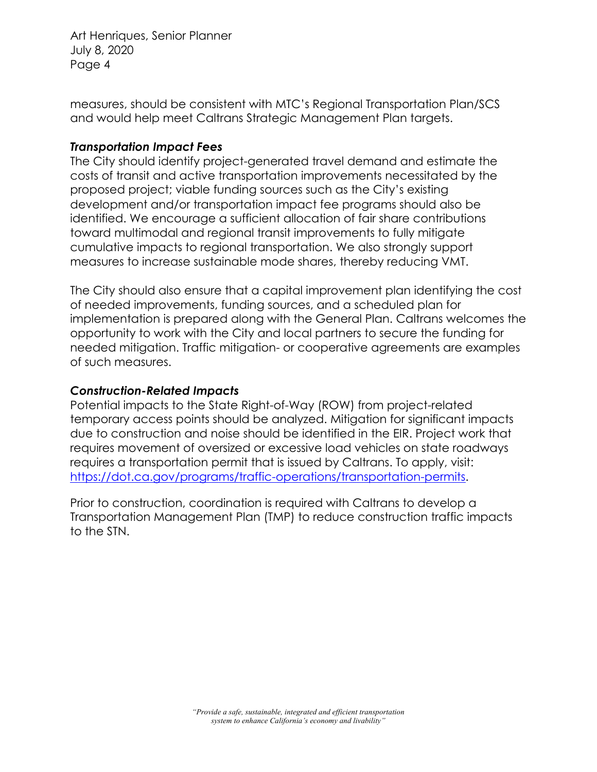measures, should be consistent with MTC's Regional Transportation Plan/SCS and would help meet Caltrans Strategic Management Plan targets.

***Transportation Impact Fees***

The City should identify project-generated travel demand and estimate the costs of transit and active transportation improvements necessitated by the proposed project; viable funding sources such as the City's existing development and/or transportation impact fee programs should also be identified. We encourage a sufficient allocation of fair share contributions toward multimodal and regional transit improvements to fully mitigate cumulative impacts to regional transportation. We also strongly support measures to increase sustainable mode shares, thereby reducing VMT.

The City should also ensure that a capital improvement plan identifying the cost of needed improvements, funding sources, and a scheduled plan for implementation is prepared along with the General Plan. Caltrans welcomes the opportunity to work with the City and local partners to secure the funding for needed mitigation. Traffic mitigation- or cooperative agreements are examples of such measures.

***Construction-Related Impacts***

Potential impacts to the State Right-of-Way (ROW) from project-related temporary access points should be analyzed. Mitigation for significant impacts due to construction and noise should be identified in the EIR. Project work that requires movement of oversized or excessive load vehicles on state roadways requires a transportation permit that is issued by Caltrans. To apply, visit: [https://dot.ca.gov/programs/traffic-operations/transportation-permits](https://dot.ca.gov/programs/traffic-operations/transportation-permits).

Prior to construction, coordination is required with Caltrans to develop a Transportation Management Plan (TMP) to reduce construction traffic impacts to the STN.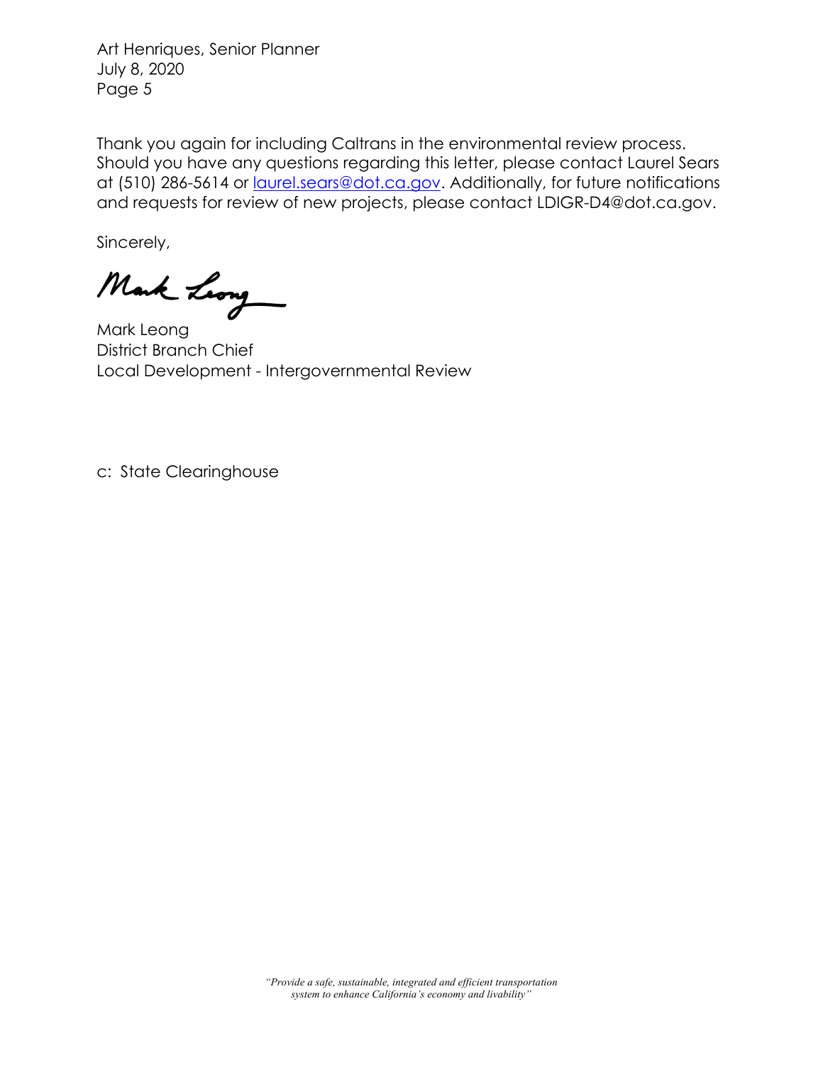Thank you again for including Caltrans in the environmental review process. Should you have any questions regarding this letter, please contact Laurel Sears at (510) 286-5614 or laurel.sears@dot.ca.gov. Additionally, for future notifications and requests for review of new projects, please contact LDIGR-D4@dot.ca.gov.

Sincerely,

Mark Leong
District Branch Chief
Local Development - Intergovernmental Review

c: State Clearinghouse